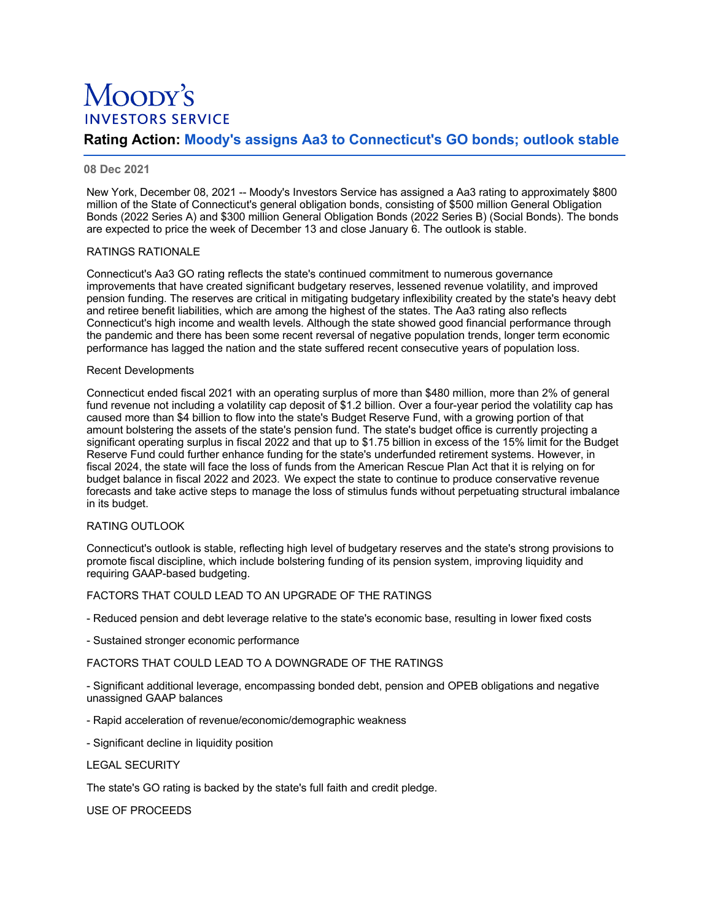# Moody's INVESTORS SERVICE

## Rating Action: Moody's assigns Aa3 to Connecticut's GO bonds; outlook stable

**08 Dec 2021**

New York, December 08, 2021 -- Moody's Investors Service has assigned a Aa3 rating to approximately $800 million of the State of Connecticut's general obligation bonds, consisting of $500 million General Obligation Bonds (2022 Series A) and $300 million General Obligation Bonds (2022 Series B) (Social Bonds). The bonds are expected to price the week of December 13 and close January 6. The outlook is stable.

RATINGS RATIONALE

Connecticut's Aa3 GO rating reflects the state's continued commitment to numerous governance improvements that have created significant budgetary reserves, lessened revenue volatility, and improved pension funding. The reserves are critical in mitigating budgetary inflexibility created by the state's heavy debt and retiree benefit liabilities, which are among the highest of the states. The Aa3 rating also reflects Connecticut's high income and wealth levels. Although the state showed good financial performance through the pandemic and there has been some recent reversal of negative population trends, longer term economic performance has lagged the nation and the state suffered recent consecutive years of population loss.

Recent Developments

Connecticut ended fiscal 2021 with an operating surplus of more than $480 million, more than 2% of general fund revenue not including a volatility cap deposit of $1.2 billion. Over a four-year period the volatility cap has caused more than $4 billion to flow into the state's Budget Reserve Fund, with a growing portion of that amount bolstering the assets of the state's pension fund. The state's budget office is currently projecting a significant operating surplus in fiscal 2022 and that up to $1.75 billion in excess of the 15% limit for the Budget Reserve Fund could further enhance funding for the state's underfunded retirement systems. However, in fiscal 2024, the state will face the loss of funds from the American Rescue Plan Act that it is relying on for budget balance in fiscal 2022 and 2023. We expect the state to continue to produce conservative revenue forecasts and take active steps to manage the loss of stimulus funds without perpetuating structural imbalance in its budget.

RATING OUTLOOK

Connecticut's outlook is stable, reflecting high level of budgetary reserves and the state's strong provisions to promote fiscal discipline, which include bolstering funding of its pension system, improving liquidity and requiring GAAP-based budgeting.

FACTORS THAT COULD LEAD TO AN UPGRADE OF THE RATINGS

- Reduced pension and debt leverage relative to the state's economic base, resulting in lower fixed costs

- Sustained stronger economic performance

FACTORS THAT COULD LEAD TO A DOWNGRADE OF THE RATINGS

- Significant additional leverage, encompassing bonded debt, pension and OPEB obligations and negative unassigned GAAP balances

- Rapid acceleration of revenue/economic/demographic weakness

- Significant decline in liquidity position

LEGAL SECURITY

The state's GO rating is backed by the state's full faith and credit pledge.

USE OF PROCEEDS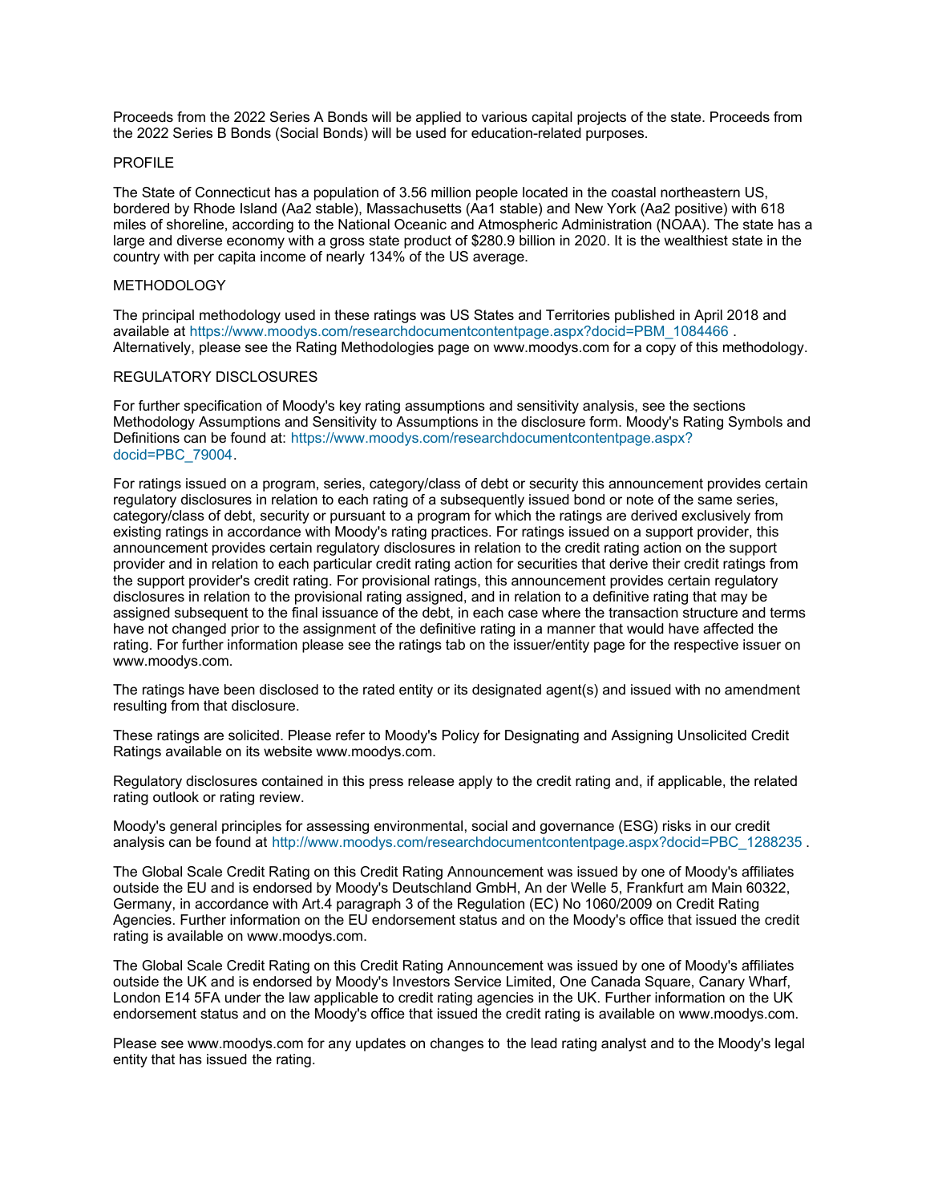Proceeds from the 2022 Series A Bonds will be applied to various capital projects of the state. Proceeds from the 2022 Series B Bonds (Social Bonds) will be used for education-related purposes.

PROFILE

The State of Connecticut has a population of 3.56 million people located in the coastal northeastern US, bordered by Rhode Island (Aa2 stable), Massachusetts (Aa1 stable) and New York (Aa2 positive) with 618 miles of shoreline, according to the National Oceanic and Atmospheric Administration (NOAA). The state has a large and diverse economy with a gross state product of $280.9 billion in 2020. It is the wealthiest state in the country with per capita income of nearly 134% of the US average.

METHODOLOGY

The principal methodology used in these ratings was US States and Territories published in April 2018 and available at https://www.moodys.com/researchdocumentcontentpage.aspx?docid=PBM_1084466 . Alternatively, please see the Rating Methodologies page on www.moodys.com for a copy of this methodology.

REGULATORY DISCLOSURES

For further specification of Moody's key rating assumptions and sensitivity analysis, see the sections Methodology Assumptions and Sensitivity to Assumptions in the disclosure form. Moody's Rating Symbols and Definitions can be found at: https://www.moodys.com/researchdocumentcontentpage.aspx?docid=PBC_79004.

For ratings issued on a program, series, category/class of debt or security this announcement provides certain regulatory disclosures in relation to each rating of a subsequently issued bond or note of the same series, category/class of debt, security or pursuant to a program for which the ratings are derived exclusively from existing ratings in accordance with Moody's rating practices. For ratings issued on a support provider, this announcement provides certain regulatory disclosures in relation to the credit rating action on the support provider and in relation to each particular credit rating action for securities that derive their credit ratings from the support provider's credit rating. For provisional ratings, this announcement provides certain regulatory disclosures in relation to the provisional rating assigned, and in relation to a definitive rating that may be assigned subsequent to the final issuance of the debt, in each case where the transaction structure and terms have not changed prior to the assignment of the definitive rating in a manner that would have affected the rating. For further information please see the ratings tab on the issuer/entity page for the respective issuer on www.moodys.com.

The ratings have been disclosed to the rated entity or its designated agent(s) and issued with no amendment resulting from that disclosure.

These ratings are solicited. Please refer to Moody's Policy for Designating and Assigning Unsolicited Credit Ratings available on its website www.moodys.com.

Regulatory disclosures contained in this press release apply to the credit rating and, if applicable, the related rating outlook or rating review.

Moody's general principles for assessing environmental, social and governance (ESG) risks in our credit analysis can be found at http://www.moodys.com/researchdocumentcontentpage.aspx?docid=PBC_1288235 .

The Global Scale Credit Rating on this Credit Rating Announcement was issued by one of Moody's affiliates outside the EU and is endorsed by Moody's Deutschland GmbH, An der Welle 5, Frankfurt am Main 60322, Germany, in accordance with Art.4 paragraph 3 of the Regulation (EC) No 1060/2009 on Credit Rating Agencies. Further information on the EU endorsement status and on the Moody's office that issued the credit rating is available on www.moodys.com.

The Global Scale Credit Rating on this Credit Rating Announcement was issued by one of Moody's affiliates outside the UK and is endorsed by Moody's Investors Service Limited, One Canada Square, Canary Wharf, London E14 5FA under the law applicable to credit rating agencies in the UK. Further information on the UK endorsement status and on the Moody's office that issued the credit rating is available on www.moodys.com.

Please see www.moodys.com for any updates on changes to the lead rating analyst and to the Moody's legal entity that has issued the rating.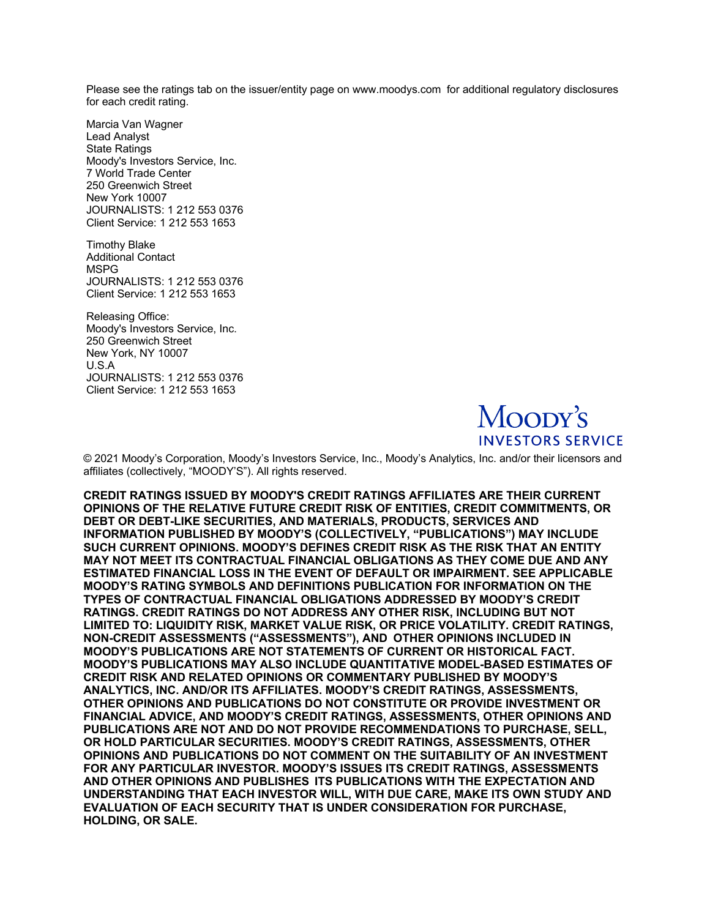Please see the ratings tab on the issuer/entity page on www.moodys.com for additional regulatory disclosures for each credit rating.

Marcia Van Wagner
Lead Analyst
State Ratings
Moody's Investors Service, Inc.
7 World Trade Center
250 Greenwich Street
New York 10007
JOURNALISTS: 1 212 553 0376
Client Service: 1 212 553 1653

Timothy Blake
Additional Contact
MSPG
JOURNALISTS: 1 212 553 0376
Client Service: 1 212 553 1653

Releasing Office:
Moody's Investors Service, Inc.
250 Greenwich Street
New York, NY 10007
U.S.A
JOURNALISTS: 1 212 553 0376
Client Service: 1 212 553 1653

Moody's
INVESTORS SERVICE

© 2021 Moody’s Corporation, Moody’s Investors Service, Inc., Moody’s Analytics, Inc. and/or their licensors and affiliates (collectively, “MOODY’S”). All rights reserved.

**CREDIT RATINGS ISSUED BY MOODY'S CREDIT RATINGS AFFILIATES ARE THEIR CURRENT OPINIONS OF THE RELATIVE FUTURE CREDIT RISK OF ENTITIES, CREDIT COMMITMENTS, OR DEBT OR DEBT-LIKE SECURITIES, AND MATERIALS, PRODUCTS, SERVICES AND INFORMATION PUBLISHED BY MOODY’S (COLLECTIVELY, “PUBLICATIONS”) MAY INCLUDE SUCH CURRENT OPINIONS. MOODY’S DEFINES CREDIT RISK AS THE RISK THAT AN ENTITY MAY NOT MEET ITS CONTRACTUAL FINANCIAL OBLIGATIONS AS THEY COME DUE AND ANY ESTIMATED FINANCIAL LOSS IN THE EVENT OF DEFAULT OR IMPAIRMENT. SEE APPLICABLE MOODY’S RATING SYMBOLS AND DEFINITIONS PUBLICATION FOR INFORMATION ON THE TYPES OF CONTRACTUAL FINANCIAL OBLIGATIONS ADDRESSED BY MOODY’S CREDIT RATINGS. CREDIT RATINGS DO NOT ADDRESS ANY OTHER RISK, INCLUDING BUT NOT LIMITED TO: LIQUIDITY RISK, MARKET VALUE RISK, OR PRICE VOLATILITY. CREDIT RATINGS, NON-CREDIT ASSESSMENTS (“ASSESSMENTS”), AND OTHER OPINIONS INCLUDED IN MOODY’S PUBLICATIONS ARE NOT STATEMENTS OF CURRENT OR HISTORICAL FACT. MOODY’S PUBLICATIONS MAY ALSO INCLUDE QUANTITATIVE MODEL-BASED ESTIMATES OF CREDIT RISK AND RELATED OPINIONS OR COMMENTARY PUBLISHED BY MOODY’S ANALYTICS, INC. AND/OR ITS AFFILIATES. MOODY’S CREDIT RATINGS, ASSESSMENTS, OTHER OPINIONS AND PUBLICATIONS DO NOT CONSTITUTE OR PROVIDE INVESTMENT OR FINANCIAL ADVICE, AND MOODY’S CREDIT RATINGS, ASSESSMENTS, OTHER OPINIONS AND PUBLICATIONS ARE NOT AND DO NOT PROVIDE RECOMMENDATIONS TO PURCHASE, SELL, OR HOLD PARTICULAR SECURITIES. MOODY’S CREDIT RATINGS, ASSESSMENTS, OTHER OPINIONS AND PUBLICATIONS DO NOT COMMENT ON THE SUITABILITY OF AN INVESTMENT FOR ANY PARTICULAR INVESTOR. MOODY’S ISSUES ITS CREDIT RATINGS, ASSESSMENTS AND OTHER OPINIONS AND PUBLISHES ITS PUBLICATIONS WITH THE EXPECTATION AND UNDERSTANDING THAT EACH INVESTOR WILL, WITH DUE CARE, MAKE ITS OWN STUDY AND EVALUATION OF EACH SECURITY THAT IS UNDER CONSIDERATION FOR PURCHASE, HOLDING, OR SALE.**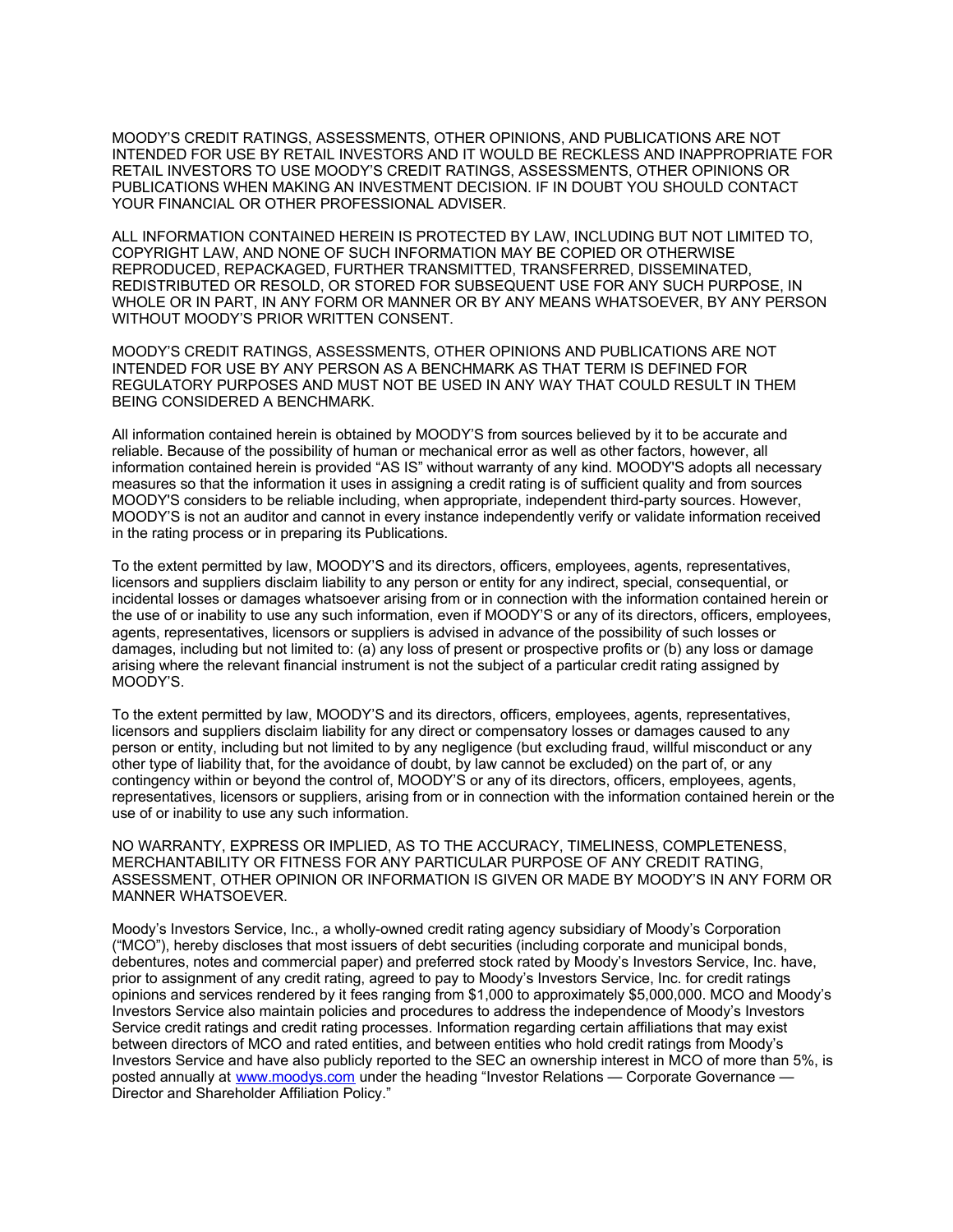MOODY'S CREDIT RATINGS, ASSESSMENTS, OTHER OPINIONS, AND PUBLICATIONS ARE NOT INTENDED FOR USE BY RETAIL INVESTORS AND IT WOULD BE RECKLESS AND INAPPROPRIATE FOR RETAIL INVESTORS TO USE MOODY'S CREDIT RATINGS, ASSESSMENTS, OTHER OPINIONS OR PUBLICATIONS WHEN MAKING AN INVESTMENT DECISION. IF IN DOUBT YOU SHOULD CONTACT YOUR FINANCIAL OR OTHER PROFESSIONAL ADVISER.

ALL INFORMATION CONTAINED HEREIN IS PROTECTED BY LAW, INCLUDING BUT NOT LIMITED TO, COPYRIGHT LAW, AND NONE OF SUCH INFORMATION MAY BE COPIED OR OTHERWISE REPRODUCED, REPACKAGED, FURTHER TRANSMITTED, TRANSFERRED, DISSEMINATED, REDISTRIBUTED OR RESOLD, OR STORED FOR SUBSEQUENT USE FOR ANY SUCH PURPOSE, IN WHOLE OR IN PART, IN ANY FORM OR MANNER OR BY ANY MEANS WHATSOEVER, BY ANY PERSON WITHOUT MOODY'S PRIOR WRITTEN CONSENT.

MOODY'S CREDIT RATINGS, ASSESSMENTS, OTHER OPINIONS AND PUBLICATIONS ARE NOT INTENDED FOR USE BY ANY PERSON AS A BENCHMARK AS THAT TERM IS DEFINED FOR REGULATORY PURPOSES AND MUST NOT BE USED IN ANY WAY THAT COULD RESULT IN THEM BEING CONSIDERED A BENCHMARK.

All information contained herein is obtained by MOODY'S from sources believed by it to be accurate and reliable. Because of the possibility of human or mechanical error as well as other factors, however, all information contained herein is provided "AS IS" without warranty of any kind. MOODY'S adopts all necessary measures so that the information it uses in assigning a credit rating is of sufficient quality and from sources MOODY'S considers to be reliable including, when appropriate, independent third-party sources. However, MOODY'S is not an auditor and cannot in every instance independently verify or validate information received in the rating process or in preparing its Publications.

To the extent permitted by law, MOODY'S and its directors, officers, employees, agents, representatives, licensors and suppliers disclaim liability to any person or entity for any indirect, special, consequential, or incidental losses or damages whatsoever arising from or in connection with the information contained herein or the use of or inability to use any such information, even if MOODY'S or any of its directors, officers, employees, agents, representatives, licensors or suppliers is advised in advance of the possibility of such losses or damages, including but not limited to: (a) any loss of present or prospective profits or (b) any loss or damage arising where the relevant financial instrument is not the subject of a particular credit rating assigned by MOODY'S.

To the extent permitted by law, MOODY'S and its directors, officers, employees, agents, representatives, licensors and suppliers disclaim liability for any direct or compensatory losses or damages caused to any person or entity, including but not limited to by any negligence (but excluding fraud, willful misconduct or any other type of liability that, for the avoidance of doubt, by law cannot be excluded) on the part of, or any contingency within or beyond the control of, MOODY'S or any of its directors, officers, employees, agents, representatives, licensors or suppliers, arising from or in connection with the information contained herein or the use of or inability to use any such information.

NO WARRANTY, EXPRESS OR IMPLIED, AS TO THE ACCURACY, TIMELINESS, COMPLETENESS, MERCHANTABILITY OR FITNESS FOR ANY PARTICULAR PURPOSE OF ANY CREDIT RATING, ASSESSMENT, OTHER OPINION OR INFORMATION IS GIVEN OR MADE BY MOODY'S IN ANY FORM OR MANNER WHATSOEVER.

Moody's Investors Service, Inc., a wholly-owned credit rating agency subsidiary of Moody's Corporation ("MCO"), hereby discloses that most issuers of debt securities (including corporate and municipal bonds, debentures, notes and commercial paper) and preferred stock rated by Moody's Investors Service, Inc. have, prior to assignment of any credit rating, agreed to pay to Moody's Investors Service, Inc. for credit ratings opinions and services rendered by it fees ranging from $1,000 to approximately $5,000,000. MCO and Moody's Investors Service also maintain policies and procedures to address the independence of Moody's Investors Service credit ratings and credit rating processes. Information regarding certain affiliations that may exist between directors of MCO and rated entities, and between entities who hold credit ratings from Moody's Investors Service and have also publicly reported to the SEC an ownership interest in MCO of more than 5%, is posted annually at [www.moodys.com](http://www.moodys.com) under the heading "Investor Relations — Corporate Governance — Director and Shareholder Affiliation Policy."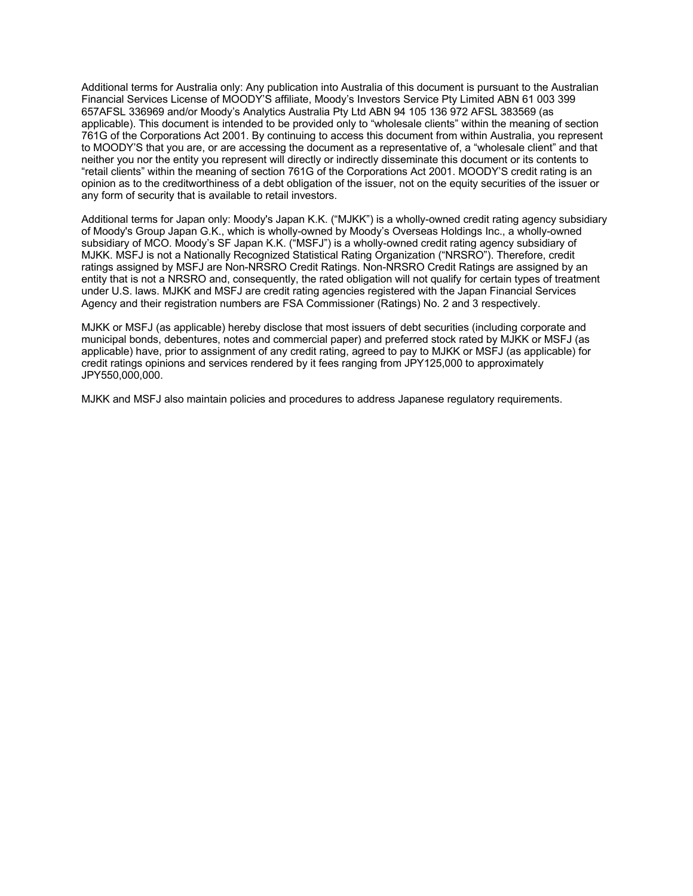Additional terms for Australia only: Any publication into Australia of this document is pursuant to the Australian Financial Services License of MOODY'S affiliate, Moody's Investors Service Pty Limited ABN 61 003 399 657AFSL 336969 and/or Moody's Analytics Australia Pty Ltd ABN 94 105 136 972 AFSL 383569 (as applicable). This document is intended to be provided only to "wholesale clients" within the meaning of section 761G of the Corporations Act 2001. By continuing to access this document from within Australia, you represent to MOODY'S that you are, or are accessing the document as a representative of, a "wholesale client" and that neither you nor the entity you represent will directly or indirectly disseminate this document or its contents to "retail clients" within the meaning of section 761G of the Corporations Act 2001. MOODY'S credit rating is an opinion as to the creditworthiness of a debt obligation of the issuer, not on the equity securities of the issuer or any form of security that is available to retail investors.

Additional terms for Japan only: Moody's Japan K.K. ("MJKK") is a wholly-owned credit rating agency subsidiary of Moody's Group Japan G.K., which is wholly-owned by Moody's Overseas Holdings Inc., a wholly-owned subsidiary of MCO. Moody's SF Japan K.K. ("MSFJ") is a wholly-owned credit rating agency subsidiary of MJKK. MSFJ is not a Nationally Recognized Statistical Rating Organization ("NRSRO"). Therefore, credit ratings assigned by MSFJ are Non-NRSRO Credit Ratings. Non-NRSRO Credit Ratings are assigned by an entity that is not a NRSRO and, consequently, the rated obligation will not qualify for certain types of treatment under U.S. laws. MJKK and MSFJ are credit rating agencies registered with the Japan Financial Services Agency and their registration numbers are FSA Commissioner (Ratings) No. 2 and 3 respectively.

MJKK or MSFJ (as applicable) hereby disclose that most issuers of debt securities (including corporate and municipal bonds, debentures, notes and commercial paper) and preferred stock rated by MJKK or MSFJ (as applicable) have, prior to assignment of any credit rating, agreed to pay to MJKK or MSFJ (as applicable) for credit ratings opinions and services rendered by it fees ranging from JPY125,000 to approximately JPY550,000,000.

MJKK and MSFJ also maintain policies and procedures to address Japanese regulatory requirements.